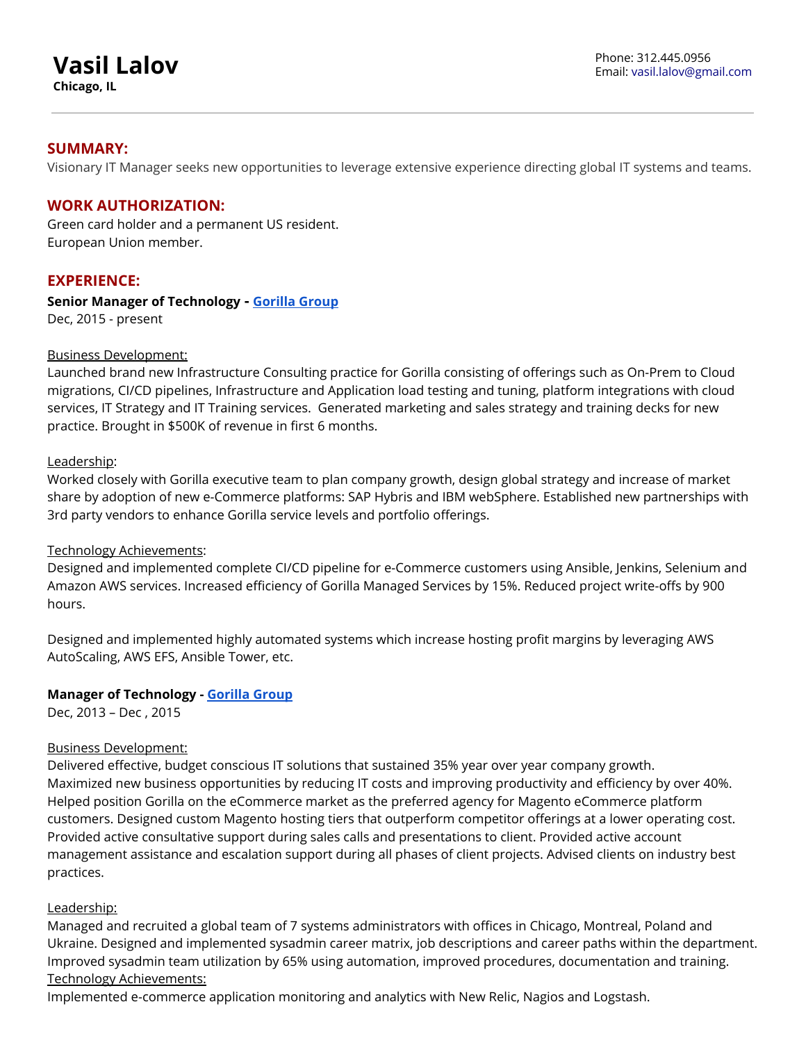# Vasil Lalov

**Chicago, IL**

Phone: 312.445.0956
Email: vasil.lalov@gmail.com

---

## SUMMARY:

Visionary IT Manager seeks new opportunities to leverage extensive experience directing global IT systems and teams.

## WORK AUTHORIZATION:

Green card holder and a permanent US resident.
European Union member.

## EXPERIENCE:

**Senior Manager of Technology - Gorilla Group**
Dec, 2015 - present

Business Development:
Launched brand new Infrastructure Consulting practice for Gorilla consisting of offerings such as On-Prem to Cloud migrations, CI/CD pipelines, Infrastructure and Application load testing and tuning, platform integrations with cloud services, IT Strategy and IT Training services. Generated marketing and sales strategy and training decks for new practice. Brought in $500K of revenue in first 6 months.

Leadership:
Worked closely with Gorilla executive team to plan company growth, design global strategy and increase of market share by adoption of new e-Commerce platforms: SAP Hybris and IBM webSphere. Established new partnerships with 3rd party vendors to enhance Gorilla service levels and portfolio offerings.

Technology Achievements:
Designed and implemented complete CI/CD pipeline for e-Commerce customers using Ansible, Jenkins, Selenium and Amazon AWS services. Increased efficiency of Gorilla Managed Services by 15%. Reduced project write-offs by 900 hours.

Designed and implemented highly automated systems which increase hosting profit margins by leveraging AWS AutoScaling, AWS EFS, Ansible Tower, etc.

**Manager of Technology - Gorilla Group**
Dec, 2013 – Dec , 2015

Business Development:
Delivered effective, budget conscious IT solutions that sustained 35% year over year company growth.
Maximized new business opportunities by reducing IT costs and improving productivity and efficiency by over 40%.
Helped position Gorilla on the eCommerce market as the preferred agency for Magento eCommerce platform customers. Designed custom Magento hosting tiers that outperform competitor offerings at a lower operating cost.
Provided active consultative support during sales calls and presentations to client. Provided active account management assistance and escalation support during all phases of client projects. Advised clients on industry best practices.

Leadership:
Managed and recruited a global team of 7 systems administrators with offices in Chicago, Montreal, Poland and Ukraine. Designed and implemented sysadmin career matrix, job descriptions and career paths within the department.
Improved sysadmin team utilization by 65% using automation, improved procedures, documentation and training.
Technology Achievements:
Implemented e-commerce application monitoring and analytics with New Relic, Nagios and Logstash.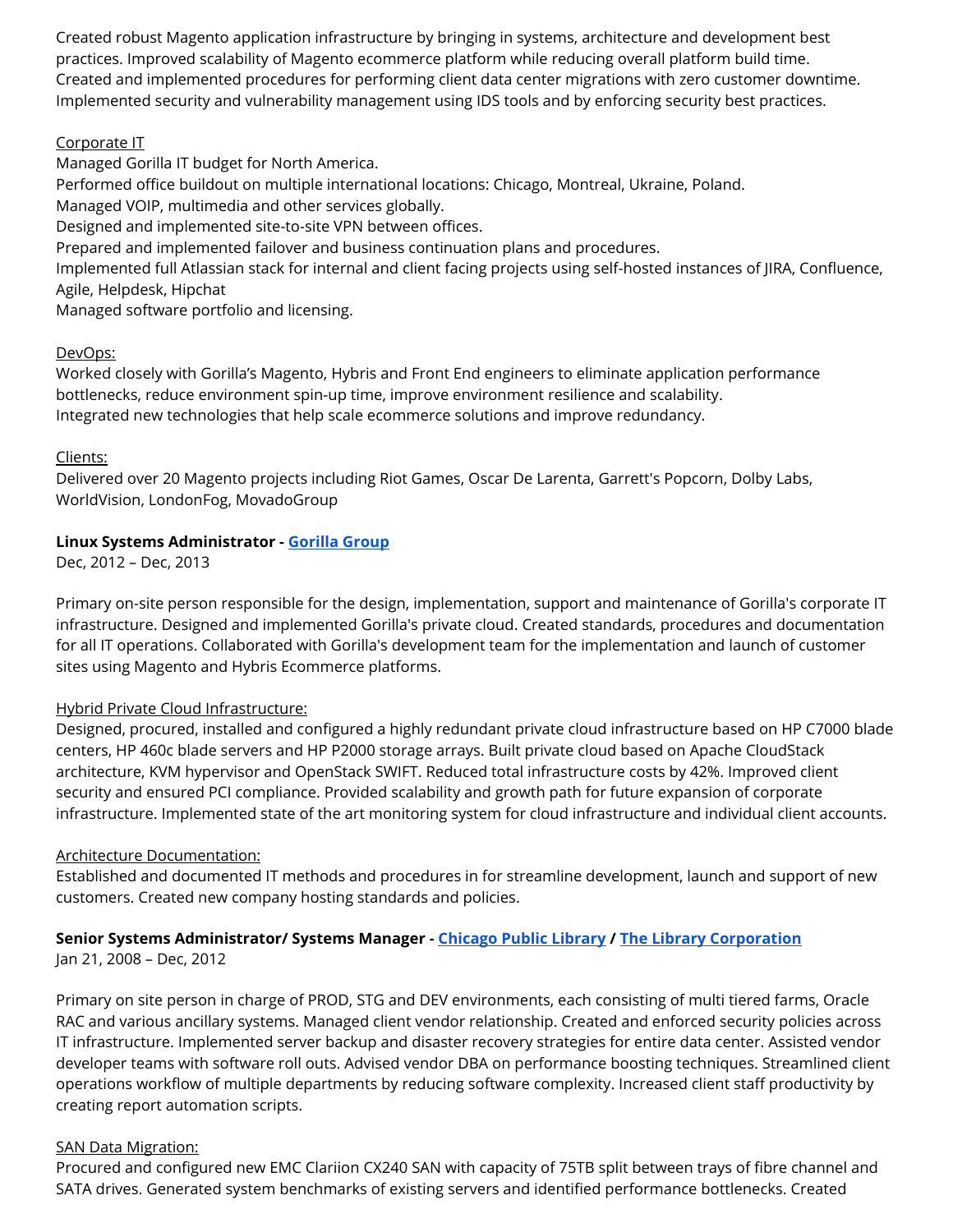Created robust Magento application infrastructure by bringing in systems, architecture and development best practices. Improved scalability of Magento ecommerce platform while reducing overall platform build time. Created and implemented procedures for performing client data center migrations with zero customer downtime. Implemented security and vulnerability management using IDS tools and by enforcing security best practices.

<u>Corporate IT</u>

Managed Gorilla IT budget for North America.
Performed office buildout on multiple international locations: Chicago, Montreal, Ukraine, Poland.
Managed VOIP, multimedia and other services globally.
Designed and implemented site-to-site VPN between offices.
Prepared and implemented failover and business continuation plans and procedures.
Implemented full Atlassian stack for internal and client facing projects using self-hosted instances of JIRA, Confluence, Agile, Helpdesk, Hipchat
Managed software portfolio and licensing.

<u>DevOps:</u>

Worked closely with Gorilla's Magento, Hybris and Front End engineers to eliminate application performance bottlenecks, reduce environment spin-up time, improve environment resilience and scalability.
Integrated new technologies that help scale ecommerce solutions and improve redundancy.

<u>Clients:</u>

Delivered over 20 Magento projects including Riot Games, Oscar De Larenta, Garrett's Popcorn, Dolby Labs, WorldVision, LondonFog, MovadoGroup

**Linux Systems Administrator - Gorilla Group**
Dec, 2012 – Dec, 2013

Primary on-site person responsible for the design, implementation, support and maintenance of Gorilla's corporate IT infrastructure. Designed and implemented Gorilla's private cloud. Created standards, procedures and documentation for all IT operations. Collaborated with Gorilla's development team for the implementation and launch of customer sites using Magento and Hybris Ecommerce platforms.

<u>Hybrid Private Cloud Infrastructure:</u>

Designed, procured, installed and configured a highly redundant private cloud infrastructure based on HP C7000 blade centers, HP 460c blade servers and HP P2000 storage arrays. Built private cloud based on Apache CloudStack architecture, KVM hypervisor and OpenStack SWIFT. Reduced total infrastructure costs by 42%. Improved client security and ensured PCI compliance. Provided scalability and growth path for future expansion of corporate infrastructure. Implemented state of the art monitoring system for cloud infrastructure and individual client accounts.

<u>Architecture Documentation:</u>

Established and documented IT methods and procedures in for streamline development, launch and support of new customers. Created new company hosting standards and policies.

**Senior Systems Administrator/ Systems Manager - Chicago Public Library / The Library Corporation**
Jan 21, 2008 – Dec, 2012

Primary on site person in charge of PROD, STG and DEV environments, each consisting of multi tiered farms, Oracle RAC and various ancillary systems. Managed client vendor relationship. Created and enforced security policies across IT infrastructure. Implemented server backup and disaster recovery strategies for entire data center. Assisted vendor developer teams with software roll outs. Advised vendor DBA on performance boosting techniques. Streamlined client operations workflow of multiple departments by reducing software complexity. Increased client staff productivity by creating report automation scripts.

<u>SAN Data Migration:</u>

Procured and configured new EMC Clariion CX240 SAN with capacity of 75TB split between trays of fibre channel and SATA drives. Generated system benchmarks of existing servers and identified performance bottlenecks. Created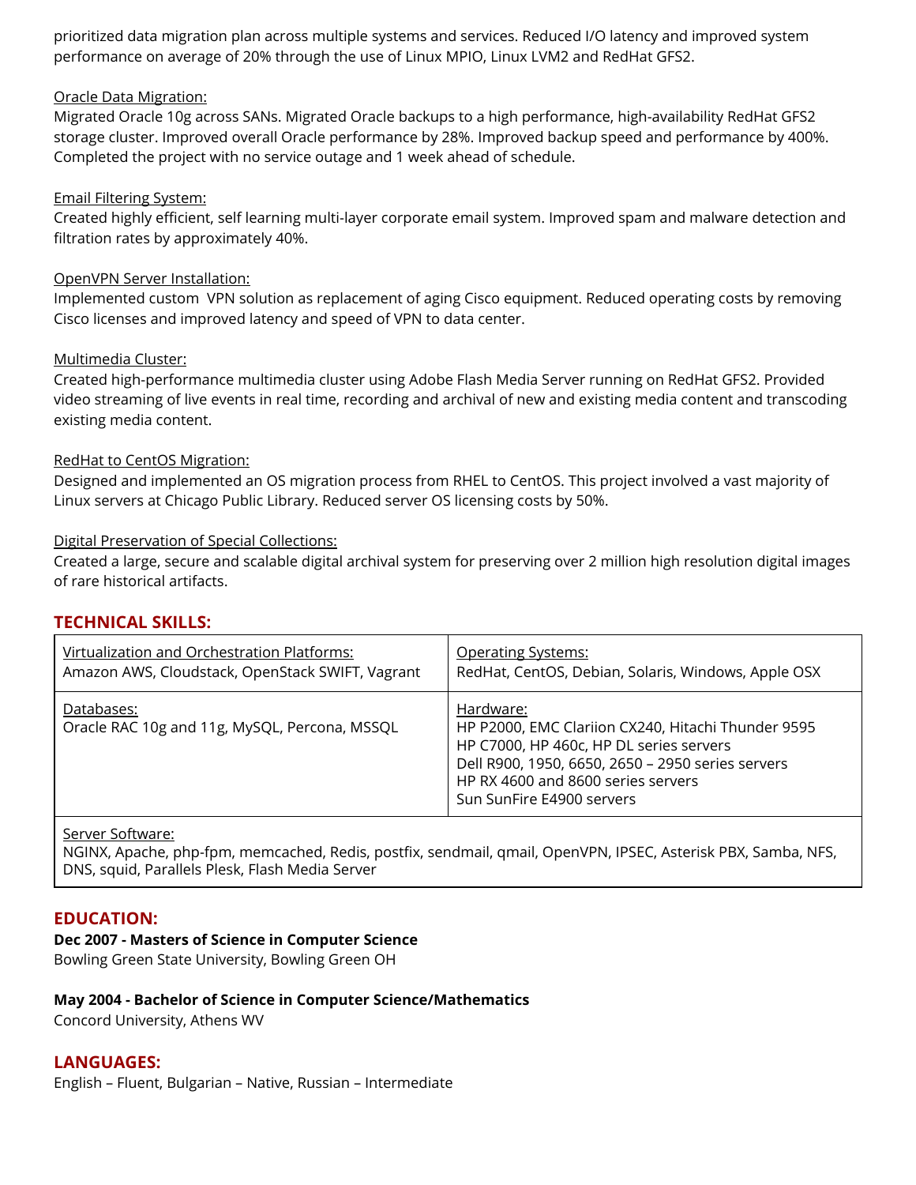prioritized data migration plan across multiple systems and services. Reduced I/O latency and improved system performance on average of 20% through the use of Linux MPIO, Linux LVM2 and RedHat GFS2.

Oracle Data Migration:
Migrated Oracle 10g across SANs. Migrated Oracle backups to a high performance, high-availability RedHat GFS2 storage cluster. Improved overall Oracle performance by 28%. Improved backup speed and performance by 400%. Completed the project with no service outage and 1 week ahead of schedule.

Email Filtering System:
Created highly efficient, self learning multi-layer corporate email system. Improved spam and malware detection and filtration rates by approximately 40%.

OpenVPN Server Installation:
Implemented custom VPN solution as replacement of aging Cisco equipment. Reduced operating costs by removing Cisco licenses and improved latency and speed of VPN to data center.

Multimedia Cluster:
Created high-performance multimedia cluster using Adobe Flash Media Server running on RedHat GFS2. Provided video streaming of live events in real time, recording and archival of new and existing media content and transcoding existing media content.

RedHat to CentOS Migration:
Designed and implemented an OS migration process from RHEL to CentOS. This project involved a vast majority of Linux servers at Chicago Public Library. Reduced server OS licensing costs by 50%.

Digital Preservation of Special Collections:
Created a large, secure and scalable digital archival system for preserving over 2 million high resolution digital images of rare historical artifacts.

## TECHNICAL SKILLS:

| | |
|---|---|
| Virtualization and Orchestration Platforms:<br>Amazon AWS, Cloudstack, OpenStack SWIFT, Vagrant | Operating Systems:<br>RedHat, CentOS, Debian, Solaris, Windows, Apple OSX |
| Databases:<br>Oracle RAC 10g and 11g, MySQL, Percona, MSSQL | Hardware:<br>HP P2000, EMC Clariion CX240, Hitachi Thunder 9595<br>HP C7000, HP 460c, HP DL series servers<br>Dell R900, 1950, 6650, 2650 – 2950 series servers<br>HP RX 4600 and 8600 series servers<br>Sun SunFire E4900 servers |
| Server Software:<br>NGINX, Apache, php-fpm, memcached, Redis, postfix, sendmail, qmail, OpenVPN, IPSEC, Asterisk PBX, Samba, NFS, DNS, squid, Parallels Plesk, Flash Media Server | |

## EDUCATION:

**Dec 2007 - Masters of Science in Computer Science**
Bowling Green State University, Bowling Green OH

**May 2004 - Bachelor of Science in Computer Science/Mathematics**
Concord University, Athens WV

## LANGUAGES:

English – Fluent, Bulgarian – Native, Russian – Intermediate